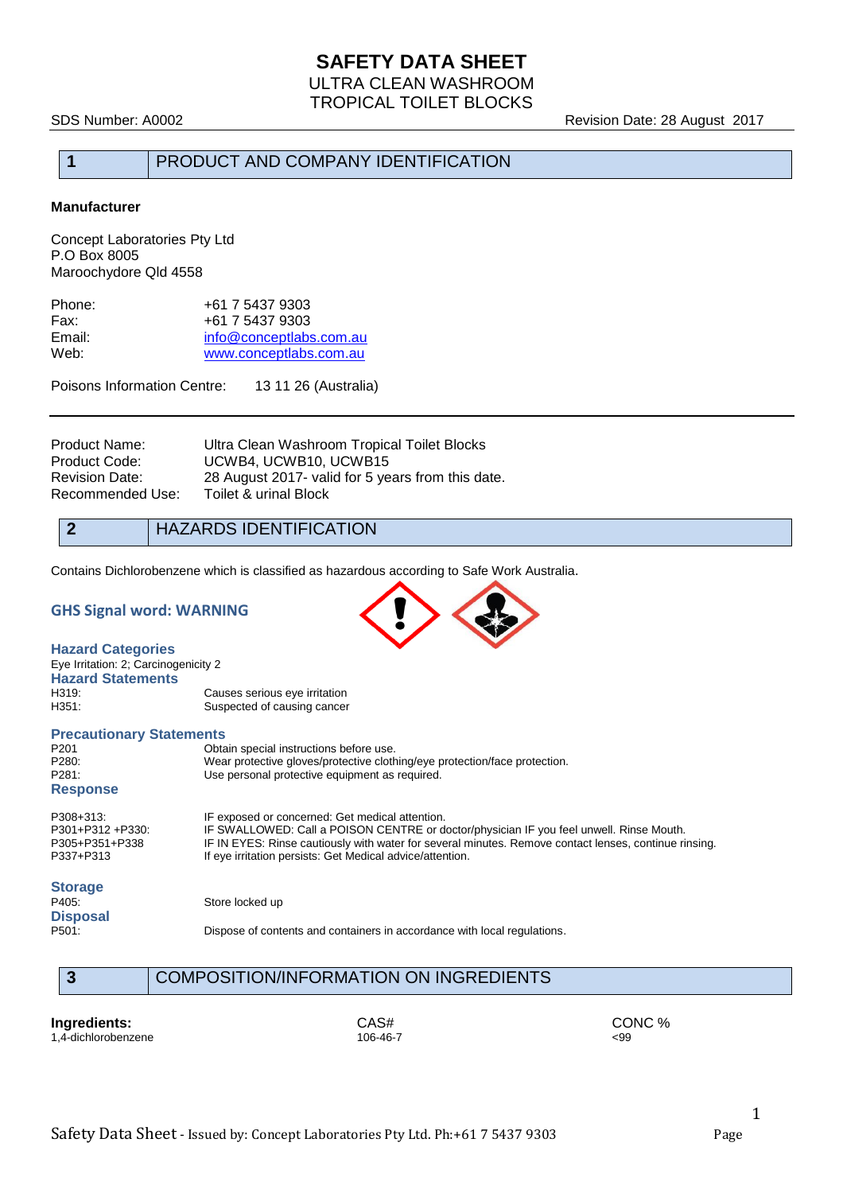# SAFETY DATA SHEET

ULTRA CLEAN WASHROOM
TROPICAL TOILET BLOCKS

SDS Number: A0002 Revision Date: 28 August 2017

## 1 PRODUCT AND COMPANY IDENTIFICATION

**Manufacturer**

Concept Laboratories Pty Ltd
P.O Box 8005
Maroochydore Qld 4558

| | |
|---|---|
| Phone: | +61 7 5437 9303 |
| Fax: | +61 7 5437 9303 |
| Email: | info@conceptlabs.com.au |
| Web: | www.conceptlabs.com.au |

Poisons Information Centre: 13 11 26 (Australia)

| | |
|---|---|
| Product Name: | Ultra Clean Washroom Tropical Toilet Blocks |
| Product Code: | UCWB4, UCWB10, UCWB15 |
| Revision Date: | 28 August 2017- valid for 5 years from this date. |
| Recommended Use: | Toilet & urinal Block |

## 2 HAZARDS IDENTIFICATION

Contains Dichlorobenzene which is classified as hazardous according to Safe Work Australia.

### GHS Signal word: WARNING

### Hazard Categories

Eye Irritation: 2; Carcinogenicity 2

### Hazard Statements

| | |
|---|---|
| H319: | Causes serious eye irritation |
| H351: | Suspected of causing cancer |

### Precautionary Statements

| | |
|---|---|
| P201 | Obtain special instructions before use. |
| P280: | Wear protective gloves/protective clothing/eye protection/face protection. |
| P281: | Use personal protective equipment as required. |

### Response

| | |
|---|---|
| P308+313: | IF exposed or concerned: Get medical attention. |
| P301+P312 +P330: | IF SWALLOWED: Call a POISON CENTRE or doctor/physician IF you feel unwell. Rinse Mouth. |
| P305+P351+P338 | IF IN EYES: Rinse cautiously with water for several minutes. Remove contact lenses, continue rinsing. |
| P337+P313 | If eye irritation persists: Get Medical advice/attention. |

### Storage

| | |
|---|---|
| P405: | Store locked up |

### Disposal

| | |
|---|---|
| P501: | Dispose of contents and containers in accordance with local regulations. |

## 3 COMPOSITION/INFORMATION ON INGREDIENTS

| **Ingredients:** | CAS# | CONC % |
|---|---|---|
| 1,4-dichlorobenzene | 106-46-7 | <99 |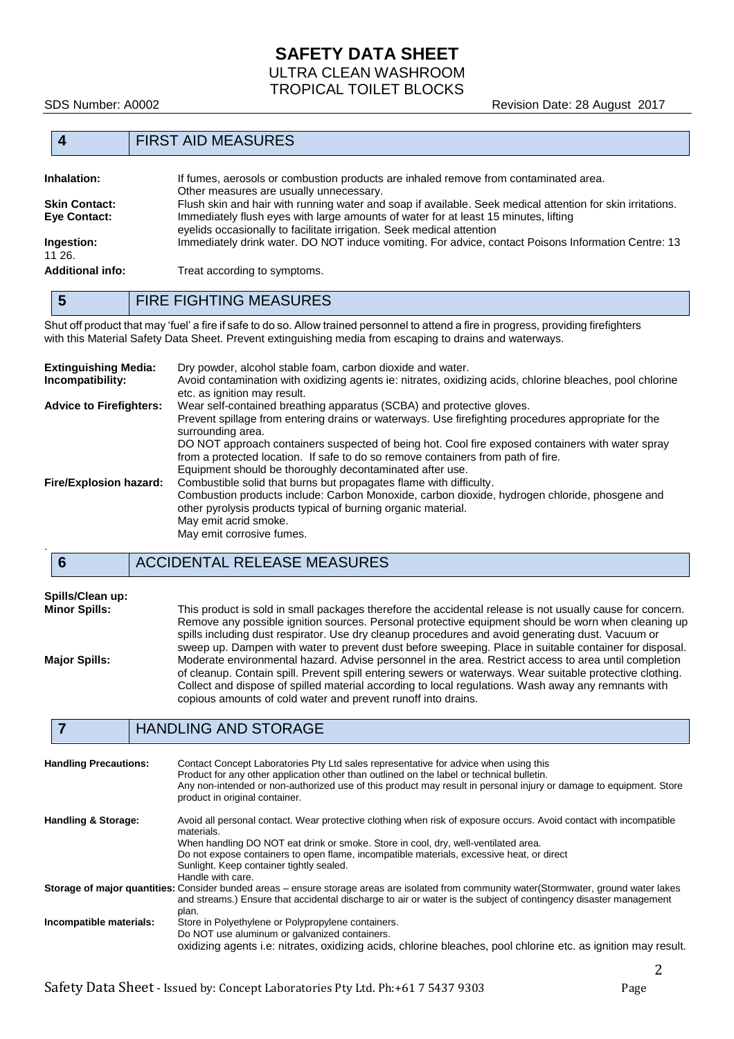## 4 FIRST AID MEASURES

**Inhalation:** If fumes, aerosols or combustion products are inhaled remove from contaminated area. Other measures are usually unnecessary.

**Skin Contact:** Flush skin and hair with running water and soap if available. Seek medical attention for skin irritations.

**Eye Contact:** Immediately flush eyes with large amounts of water for at least 15 minutes, lifting eyelids occasionally to facilitate irrigation. Seek medical attention

**Ingestion:** Immediately drink water. DO NOT induce vomiting. For advice, contact Poisons Information Centre: 13 11 26.

**Additional info:** Treat according to symptoms.

## 5 FIRE FIGHTING MEASURES

Shut off product that may 'fuel' a fire if safe to do so. Allow trained personnel to attend a fire in progress, providing firefighters with this Material Safety Data Sheet. Prevent extinguishing media from escaping to drains and waterways.

**Extinguishing Media:** Dry powder, alcohol stable foam, carbon dioxide and water.

**Incompatibility:** Avoid contamination with oxidizing agents ie: nitrates, oxidizing acids, chlorine bleaches, pool chlorine etc. as ignition may result.

**Advice to Firefighters:** Wear self-contained breathing apparatus (SCBA) and protective gloves.
Prevent spillage from entering drains or waterways. Use firefighting procedures appropriate for the surrounding area.
DO NOT approach containers suspected of being hot. Cool fire exposed containers with water spray from a protected location. If safe to do so remove containers from path of fire.
Equipment should be thoroughly decontaminated after use.

**Fire/Explosion hazard:** Combustible solid that burns but propagates flame with difficulty.
Combustion products include: Carbon Monoxide, carbon dioxide, hydrogen chloride, phosgene and other pyrolysis products typical of burning organic material.
May emit acrid smoke.
May emit corrosive fumes.

## 6 ACCIDENTAL RELEASE MEASURES

**Spills/Clean up:**

**Minor Spills:** This product is sold in small packages therefore the accidental release is not usually cause for concern. Remove any possible ignition sources. Personal protective equipment should be worn when cleaning up spills including dust respirator. Use dry cleanup procedures and avoid generating dust. Vacuum or sweep up. Dampen with water to prevent dust before sweeping. Place in suitable container for disposal.

**Major Spills:** Moderate environmental hazard. Advise personnel in the area. Restrict access to area until completion of cleanup. Contain spill. Prevent spill entering sewers or waterways. Wear suitable protective clothing. Collect and dispose of spilled material according to local regulations. Wash away any remnants with copious amounts of cold water and prevent runoff into drains.

## 7 HANDLING AND STORAGE

**Handling Precautions:** Contact Concept Laboratories Pty Ltd sales representative for advice when using this Product for any other application other than outlined on the label or technical bulletin.
Any non-intended or non-authorized use of this product may result in personal injury or damage to equipment. Store product in original container.

**Handling & Storage:** Avoid all personal contact. Wear protective clothing when risk of exposure occurs. Avoid contact with incompatible materials.
When handling DO NOT eat drink or smoke. Store in cool, dry, well-ventilated area.
Do not expose containers to open flame, incompatible materials, excessive heat, or direct Sunlight. Keep container tightly sealed.
Handle with care.

**Storage of major quantities:** Consider bunded areas – ensure storage areas are isolated from community water(Stormwater, ground water lakes and streams.) Ensure that accidental discharge to air or water is the subject of contingency disaster management plan.

**Incompatible materials:** Store in Polyethylene or Polypropylene containers.
Do NOT use aluminum or galvanized containers.
oxidizing agents i.e: nitrates, oxidizing acids, chlorine bleaches, pool chlorine etc. as ignition may result.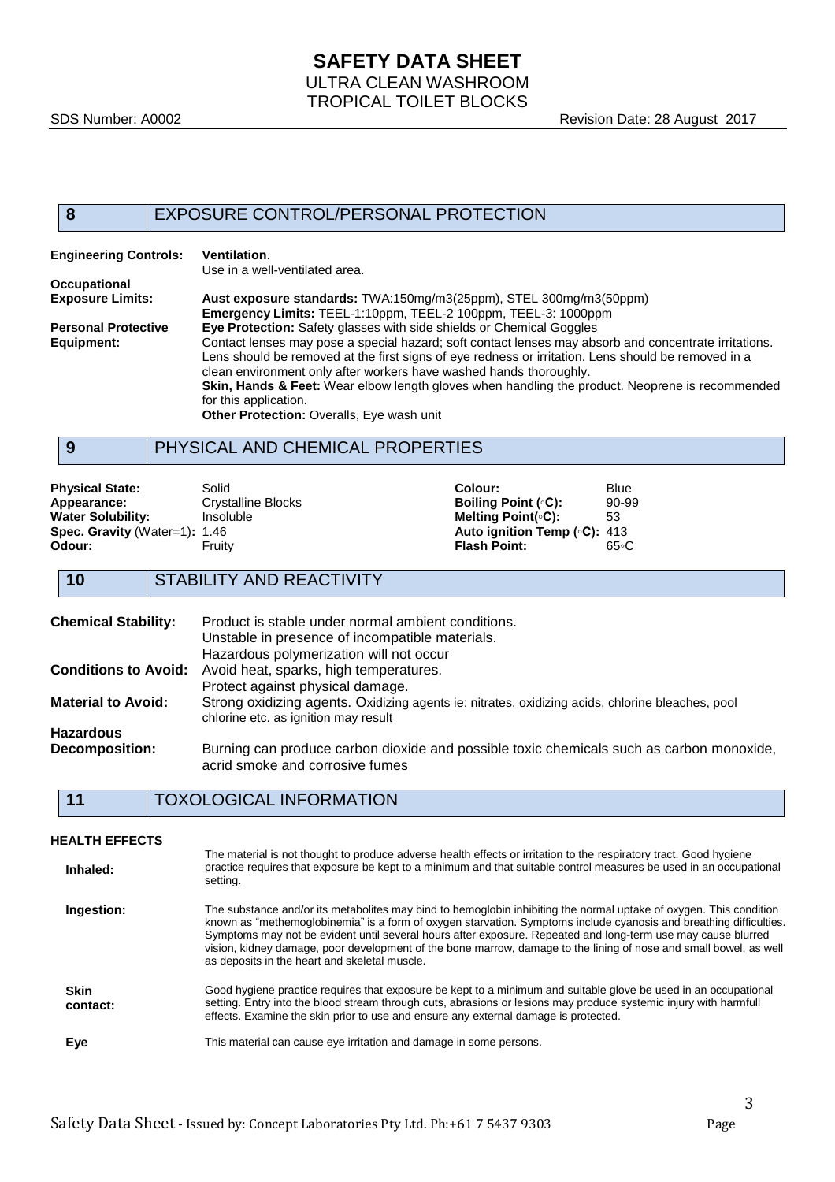## 8 EXPOSURE CONTROL/PERSONAL PROTECTION

**Engineering Controls:** **Ventilation**.
Use in a well-ventilated area.

**Occupational Exposure Limits:** **Aust exposure standards:** TWA:150mg/m3(25ppm), STEL 300mg/m3(50ppm)
**Emergency Limits:** TEEL-1:10ppm, TEEL-2 100ppm, TEEL-3: 1000ppm

**Personal Protective Equipment:** **Eye Protection:** Safety glasses with side shields or Chemical Goggles
Contact lenses may pose a special hazard; soft contact lenses may absorb and concentrate irritations. Lens should be removed at the first signs of eye redness or irritation. Lens should be removed in a clean environment only after workers have washed hands thoroughly.
**Skin, Hands & Feet:** Wear elbow length gloves when handling the product. Neoprene is recommended for this application.
**Other Protection:** Overalls, Eye wash unit

## 9 PHYSICAL AND CHEMICAL PROPERTIES

| | | | |
|---|---|---|---|
| **Physical State:** | Solid | **Colour:** | Blue |
| **Appearance:** | Crystalline Blocks | **Boiling Point (◦C):** | 90-99 |
| **Water Solubility:** | Insoluble | **Melting Point(◦C):** | 53 |
| **Spec. Gravity** (Water=1): | 1.46 | **Auto ignition Temp (◦C):** | 413 |
| **Odour:** | Fruity | **Flash Point:** | 65◦C |

## 10 STABILITY AND REACTIVITY

**Chemical Stability:** Product is stable under normal ambient conditions.
Unstable in presence of incompatible materials.
Hazardous polymerization will not occur

**Conditions to Avoid:** Avoid heat, sparks, high temperatures.
Protect against physical damage.

**Material to Avoid:** Strong oxidizing agents. Oxidizing agents ie: nitrates, oxidizing acids, chlorine bleaches, pool chlorine etc. as ignition may result

**Hazardous Decomposition:** Burning can produce carbon dioxide and possible toxic chemicals such as carbon monoxide, acrid smoke and corrosive fumes

## 11 TOXOLOGICAL INFORMATION

**HEALTH EFFECTS**

**Inhaled:** The material is not thought to produce adverse health effects or irritation to the respiratory tract. Good hygiene practice requires that exposure be kept to a minimum and that suitable control measures be used in an occupational setting.

**Ingestion:** The substance and/or its metabolites may bind to hemoglobin inhibiting the normal uptake of oxygen. This condition known as "methemoglobinemia" is a form of oxygen starvation. Symptoms include cyanosis and breathing difficulties. Symptoms may not be evident until several hours after exposure. Repeated and long-term use may cause blurred vision, kidney damage, poor development of the bone marrow, damage to the lining of nose and small bowel, as well as deposits in the heart and skeletal muscle.

**Skin contact:** Good hygiene practice requires that exposure be kept to a minimum and suitable glove be used in an occupational setting. Entry into the blood stream through cuts, abrasions or lesions may produce systemic injury with harmfull effects. Examine the skin prior to use and ensure any external damage is protected.

**Eye** This material can cause eye irritation and damage in some persons.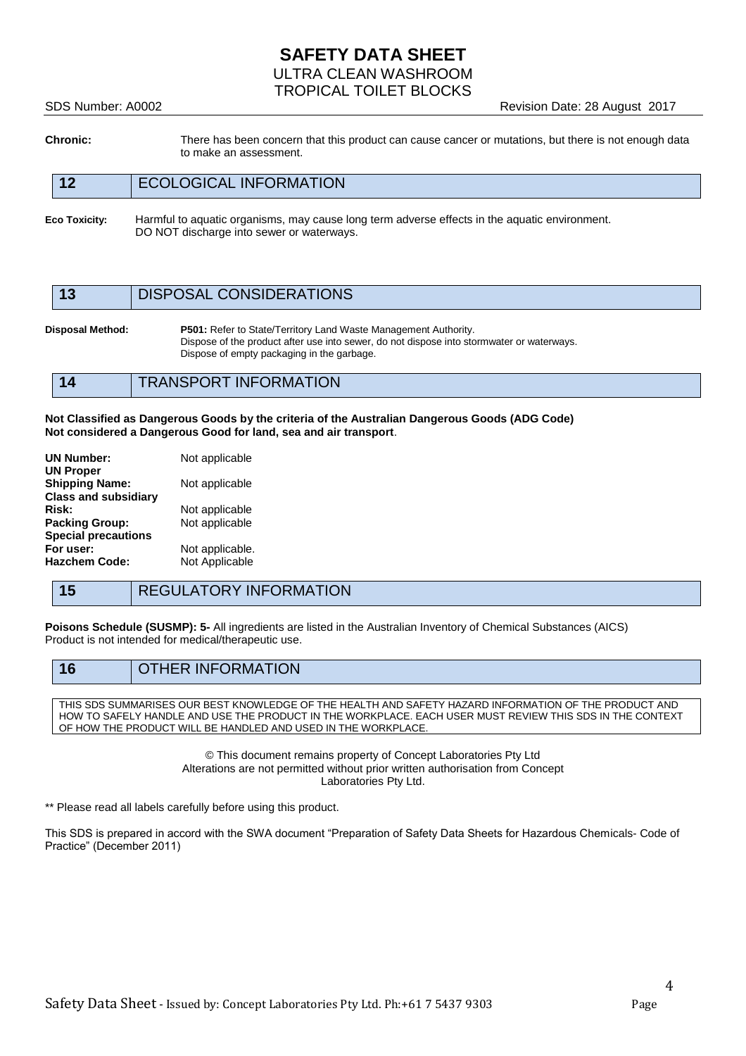**Chronic:** There has been concern that this product can cause cancer or mutations, but there is not enough data to make an assessment.

## 12 ECOLOGICAL INFORMATION

**Eco Toxicity:** Harmful to aquatic organisms, may cause long term adverse effects in the aquatic environment. DO NOT discharge into sewer or waterways.

## 13 DISPOSAL CONSIDERATIONS

**Disposal Method:** **P501:** Refer to State/Territory Land Waste Management Authority.
Dispose of the product after use into sewer, do not dispose into stormwater or waterways.
Dispose of empty packaging in the garbage.

## 14 TRANSPORT INFORMATION

**Not Classified as Dangerous Goods by the criteria of the Australian Dangerous Goods (ADG Code)**
**Not considered a Dangerous Good for land, sea and air transport**.

| | |
|---|---|
| **UN Number:** | Not applicable |
| **UN Proper Shipping Name:** | Not applicable |
| **Class and subsidiary Risk:** | Not applicable |
| **Packing Group:** | Not applicable |
| **Special precautions For user:** | Not applicable. |
| **Hazchem Code:** | Not Applicable |

## 15 REGULATORY INFORMATION

**Poisons Schedule (SUSMP): 5-** All ingredients are listed in the Australian Inventory of Chemical Substances (AICS)
Product is not intended for medical/therapeutic use.

## 16 OTHER INFORMATION

THIS SDS SUMMARISES OUR BEST KNOWLEDGE OF THE HEALTH AND SAFETY HAZARD INFORMATION OF THE PRODUCT AND HOW TO SAFELY HANDLE AND USE THE PRODUCT IN THE WORKPLACE. EACH USER MUST REVIEW THIS SDS IN THE CONTEXT OF HOW THE PRODUCT WILL BE HANDLED AND USED IN THE WORKPLACE.

© This document remains property of Concept Laboratories Pty Ltd
Alterations are not permitted without prior written authorisation from Concept Laboratories Pty Ltd.

** Please read all labels carefully before using this product.

This SDS is prepared in accord with the SWA document "Preparation of Safety Data Sheets for Hazardous Chemicals- Code of Practice" (December 2011)